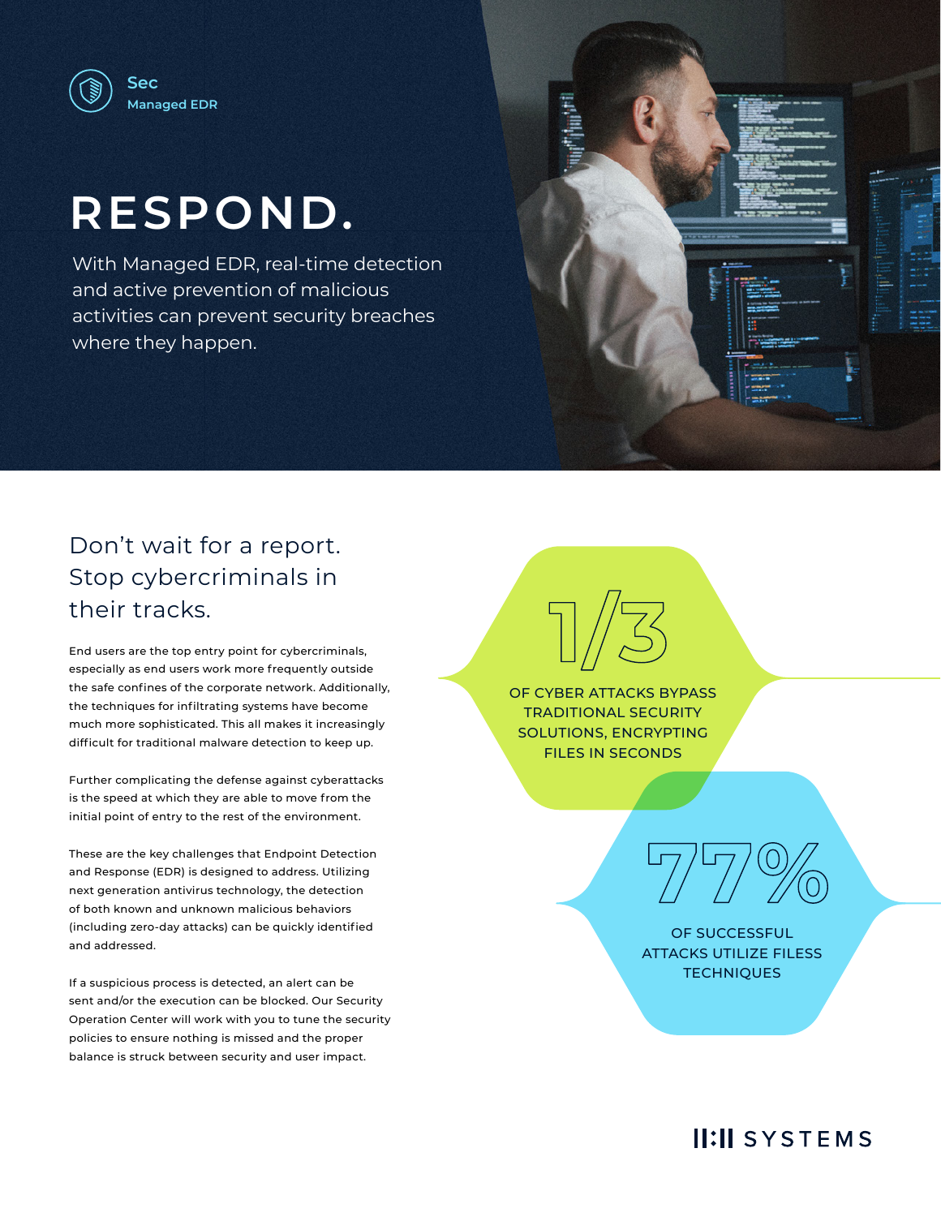Sec
Managed EDR

# RESPOND.

With Managed EDR, real-time detection and active prevention of malicious activities can prevent security breaches where they happen.

## Don't wait for a report. Stop cybercriminals in their tracks.

End users are the top entry point for cybercriminals, especially as end users work more frequently outside the safe confines of the corporate network. Additionally, the techniques for infiltrating systems have become much more sophisticated. This all makes it increasingly difficult for traditional malware detection to keep up.

Further complicating the defense against cyberattacks is the speed at which they are able to move from the initial point of entry to the rest of the environment.

These are the key challenges that Endpoint Detection and Response (EDR) is designed to address. Utilizing next generation antivirus technology, the detection of both known and unknown malicious behaviors (including zero-day attacks) can be quickly identified and addressed.

If a suspicious process is detected, an alert can be sent and/or the execution can be blocked. Our Security Operation Center will work with you to tune the security policies to ensure nothing is missed and the proper balance is struck between security and user impact.

**1/3**

OF CYBER ATTACKS BYPASS TRADITIONAL SECURITY SOLUTIONS, ENCRYPTING FILES IN SECONDS

**77%**

OF SUCCESSFUL ATTACKS UTILIZE FILESS TECHNIQUES

II:II SYSTEMS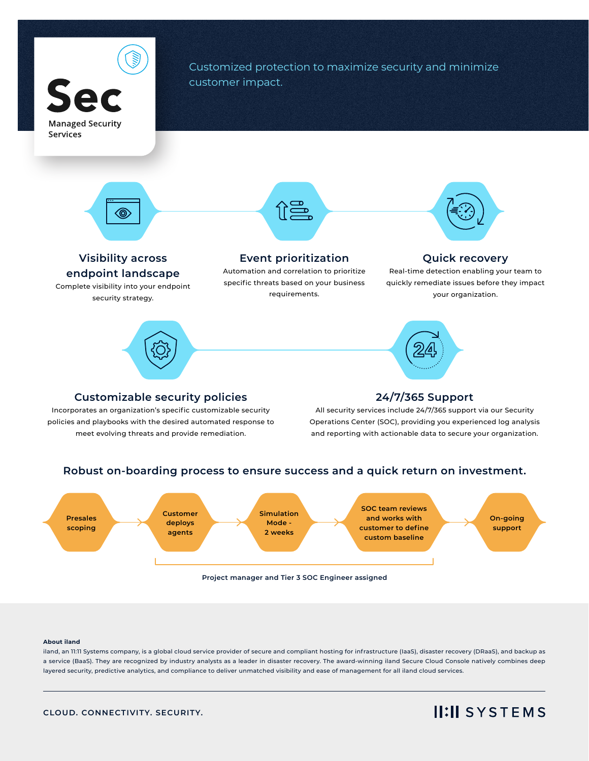# Sec

Managed Security Services

Customized protection to maximize security and minimize customer impact.

### Visibility across endpoint landscape

Complete visibility into your endpoint security strategy.

### Event prioritization

Automation and correlation to prioritize specific threats based on your business requirements.

### Quick recovery

Real-time detection enabling your team to quickly remediate issues before they impact your organization.

### Customizable security policies

Incorporates an organization's specific customizable security policies and playbooks with the desired automated response to meet evolving threats and provide remediation.

### 24/7/365 Support

All security services include 24/7/365 support via our Security Operations Center (SOC), providing you experienced log analysis and reporting with actionable data to secure your organization.

## Robust on-boarding process to ensure success and a quick return on investment.

Presales scoping → Customer deploys agents → Simulation Mode - 2 weeks → SOC team reviews and works with customer to define custom baseline → On-going support

Project manager and Tier 3 SOC Engineer assigned

**About iland**

iland, an 11:11 Systems company, is a global cloud service provider of secure and compliant hosting for infrastructure (IaaS), disaster recovery (DRaaS), and backup as a service (BaaS). They are recognized by industry analysts as a leader in disaster recovery. The award-winning iland Secure Cloud Console natively combines deep layered security, predictive analytics, and compliance to deliver unmatched visibility and ease of management for all iland cloud services.

CLOUD. CONNECTIVITY. SECURITY.

11:11 SYSTEMS